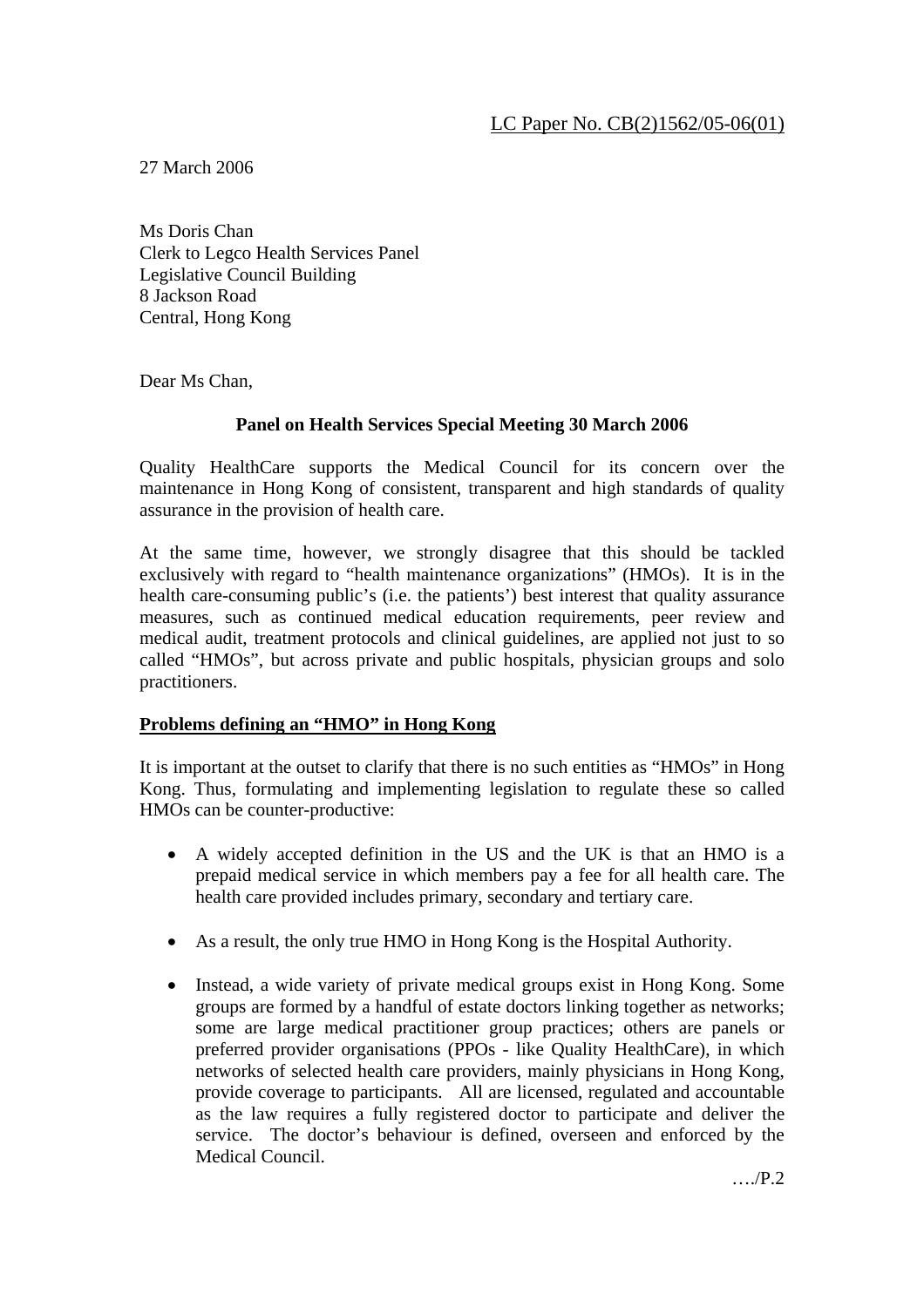LC Paper No. CB(2)1562/05-06(01)

27 March 2006

Ms Doris Chan
Clerk to Legco Health Services Panel
Legislative Council Building
8 Jackson Road
Central, Hong Kong

Dear Ms Chan,

**Panel on Health Services Special Meeting 30 March 2006**

Quality HealthCare supports the Medical Council for its concern over the maintenance in Hong Kong of consistent, transparent and high standards of quality assurance in the provision of health care.

At the same time, however, we strongly disagree that this should be tackled exclusively with regard to "health maintenance organizations" (HMOs). It is in the health care-consuming public's (i.e. the patients') best interest that quality assurance measures, such as continued medical education requirements, peer review and medical audit, treatment protocols and clinical guidelines, are applied not just to so called "HMOs", but across private and public hospitals, physician groups and solo practitioners.

**Problems defining an "HMO" in Hong Kong**

It is important at the outset to clarify that there is no such entities as "HMOs" in Hong Kong. Thus, formulating and implementing legislation to regulate these so called HMOs can be counter-productive:

- A widely accepted definition in the US and the UK is that an HMO is a prepaid medical service in which members pay a fee for all health care. The health care provided includes primary, secondary and tertiary care.
- As a result, the only true HMO in Hong Kong is the Hospital Authority.
- Instead, a wide variety of private medical groups exist in Hong Kong. Some groups are formed by a handful of estate doctors linking together as networks; some are large medical practitioner group practices; others are panels or preferred provider organisations (PPOs - like Quality HealthCare), in which networks of selected health care providers, mainly physicians in Hong Kong, provide coverage to participants. All are licensed, regulated and accountable as the law requires a fully registered doctor to participate and deliver the service. The doctor's behaviour is defined, overseen and enforced by the Medical Council.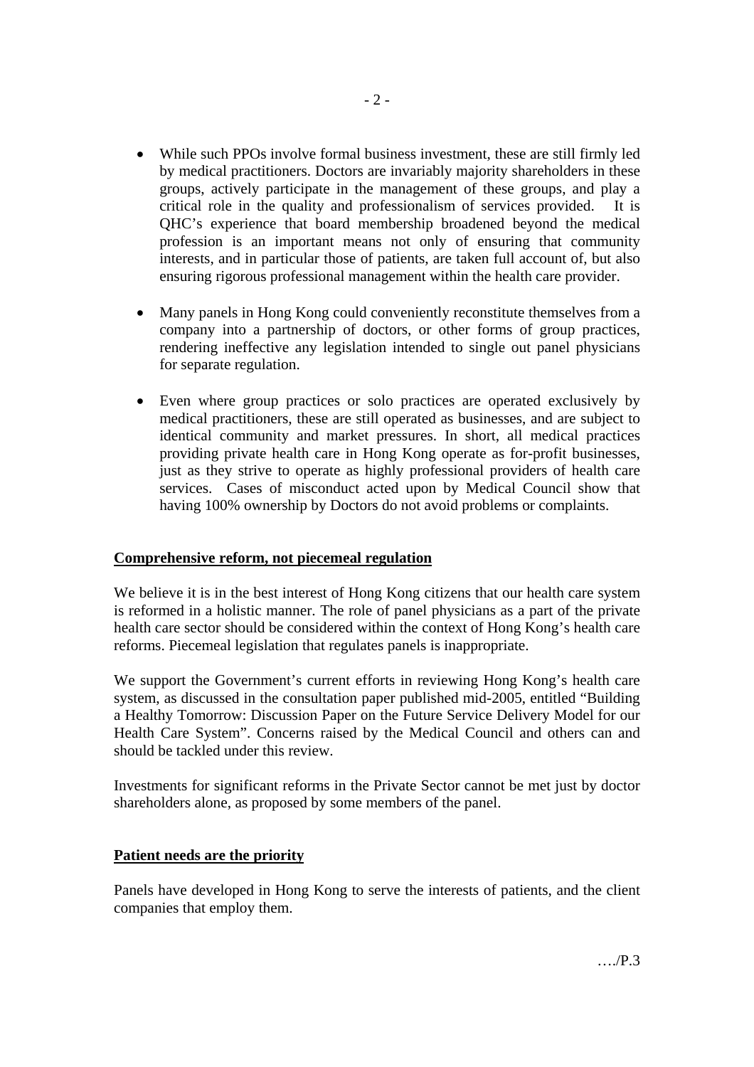- While such PPOs involve formal business investment, these are still firmly led by medical practitioners. Doctors are invariably majority shareholders in these groups, actively participate in the management of these groups, and play a critical role in the quality and professionalism of services provided. It is QHC's experience that board membership broadened beyond the medical profession is an important means not only of ensuring that community interests, and in particular those of patients, are taken full account of, but also ensuring rigorous professional management within the health care provider.

- Many panels in Hong Kong could conveniently reconstitute themselves from a company into a partnership of doctors, or other forms of group practices, rendering ineffective any legislation intended to single out panel physicians for separate regulation.

- Even where group practices or solo practices are operated exclusively by medical practitioners, these are still operated as businesses, and are subject to identical community and market pressures. In short, all medical practices providing private health care in Hong Kong operate as for-profit businesses, just as they strive to operate as highly professional providers of health care services. Cases of misconduct acted upon by Medical Council show that having 100% ownership by Doctors do not avoid problems or complaints.

**<u>Comprehensive reform, not piecemeal regulation</u>**

We believe it is in the best interest of Hong Kong citizens that our health care system is reformed in a holistic manner. The role of panel physicians as a part of the private health care sector should be considered within the context of Hong Kong's health care reforms. Piecemeal legislation that regulates panels is inappropriate.

We support the Government's current efforts in reviewing Hong Kong's health care system, as discussed in the consultation paper published mid-2005, entitled "Building a Healthy Tomorrow: Discussion Paper on the Future Service Delivery Model for our Health Care System". Concerns raised by the Medical Council and others can and should be tackled under this review.

Investments for significant reforms in the Private Sector cannot be met just by doctor shareholders alone, as proposed by some members of the panel.

**<u>Patient needs are the priority</u>**

Panels have developed in Hong Kong to serve the interests of patients, and the client companies that employ them.

…./P.3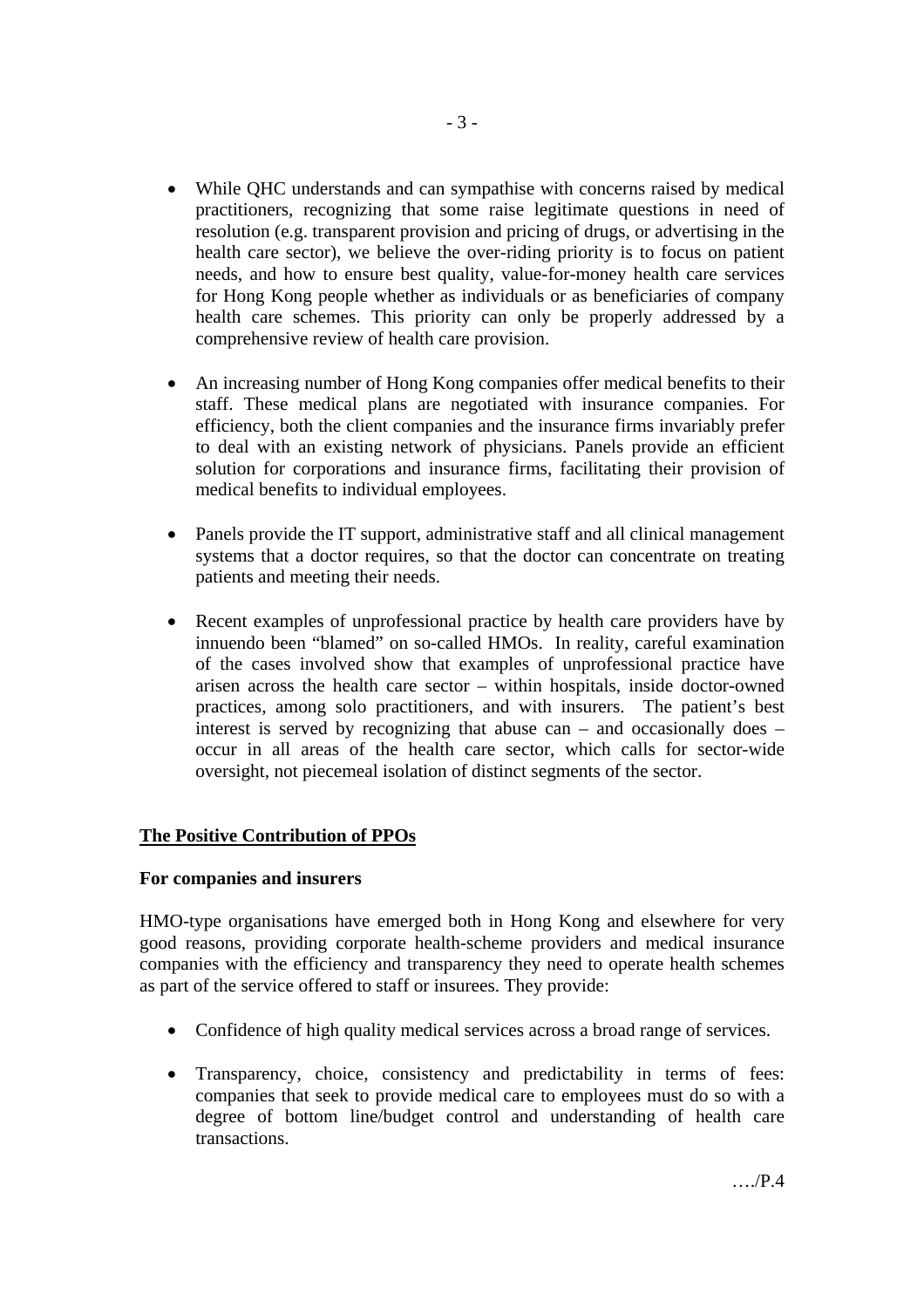- While QHC understands and can sympathise with concerns raised by medical practitioners, recognizing that some raise legitimate questions in need of resolution (e.g. transparent provision and pricing of drugs, or advertising in the health care sector), we believe the over-riding priority is to focus on patient needs, and how to ensure best quality, value-for-money health care services for Hong Kong people whether as individuals or as beneficiaries of company health care schemes. This priority can only be properly addressed by a comprehensive review of health care provision.

- An increasing number of Hong Kong companies offer medical benefits to their staff. These medical plans are negotiated with insurance companies. For efficiency, both the client companies and the insurance firms invariably prefer to deal with an existing network of physicians. Panels provide an efficient solution for corporations and insurance firms, facilitating their provision of medical benefits to individual employees.

- Panels provide the IT support, administrative staff and all clinical management systems that a doctor requires, so that the doctor can concentrate on treating patients and meeting their needs.

- Recent examples of unprofessional practice by health care providers have by innuendo been "blamed" on so-called HMOs. In reality, careful examination of the cases involved show that examples of unprofessional practice have arisen across the health care sector – within hospitals, inside doctor-owned practices, among solo practitioners, and with insurers. The patient's best interest is served by recognizing that abuse can – and occasionally does – occur in all areas of the health care sector, which calls for sector-wide oversight, not piecemeal isolation of distinct segments of the sector.

## The Positive Contribution of PPOs

### For companies and insurers

HMO-type organisations have emerged both in Hong Kong and elsewhere for very good reasons, providing corporate health-scheme providers and medical insurance companies with the efficiency and transparency they need to operate health schemes as part of the service offered to staff or insurees. They provide:

- Confidence of high quality medical services across a broad range of services.

- Transparency, choice, consistency and predictability in terms of fees: companies that seek to provide medical care to employees must do so with a degree of bottom line/budget control and understanding of health care transactions.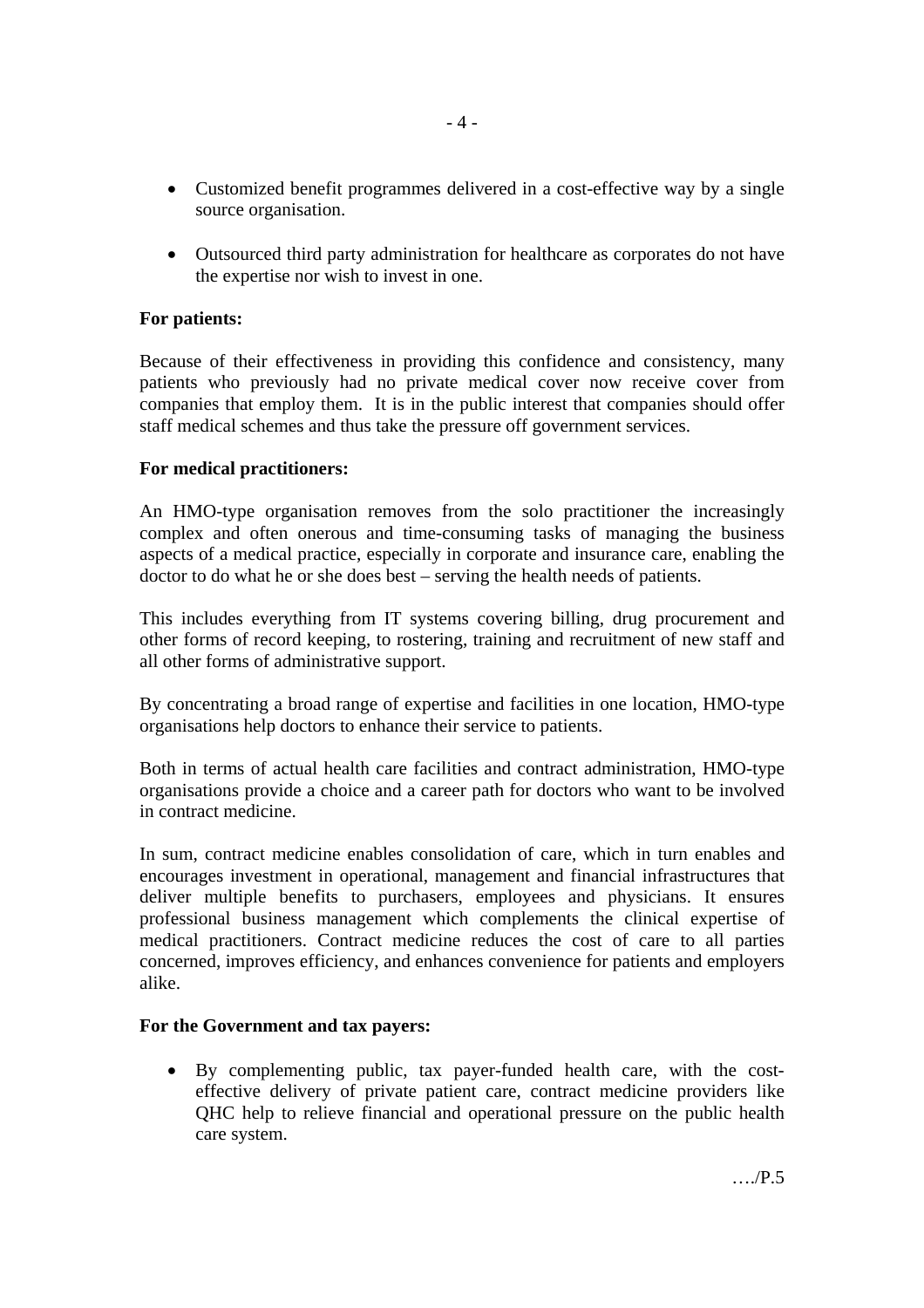- Customized benefit programmes delivered in a cost-effective way by a single source organisation.

- Outsourced third party administration for healthcare as corporates do not have the expertise nor wish to invest in one.

**For patients:**

Because of their effectiveness in providing this confidence and consistency, many patients who previously had no private medical cover now receive cover from companies that employ them. It is in the public interest that companies should offer staff medical schemes and thus take the pressure off government services.

**For medical practitioners:**

An HMO-type organisation removes from the solo practitioner the increasingly complex and often onerous and time-consuming tasks of managing the business aspects of a medical practice, especially in corporate and insurance care, enabling the doctor to do what he or she does best – serving the health needs of patients.

This includes everything from IT systems covering billing, drug procurement and other forms of record keeping, to rostering, training and recruitment of new staff and all other forms of administrative support.

By concentrating a broad range of expertise and facilities in one location, HMO-type organisations help doctors to enhance their service to patients.

Both in terms of actual health care facilities and contract administration, HMO-type organisations provide a choice and a career path for doctors who want to be involved in contract medicine.

In sum, contract medicine enables consolidation of care, which in turn enables and encourages investment in operational, management and financial infrastructures that deliver multiple benefits to purchasers, employees and physicians. It ensures professional business management which complements the clinical expertise of medical practitioners. Contract medicine reduces the cost of care to all parties concerned, improves efficiency, and enhances convenience for patients and employers alike.

**For the Government and tax payers:**

- By complementing public, tax payer-funded health care, with the cost-effective delivery of private patient care, contract medicine providers like QHC help to relieve financial and operational pressure on the public health care system.

…./P.5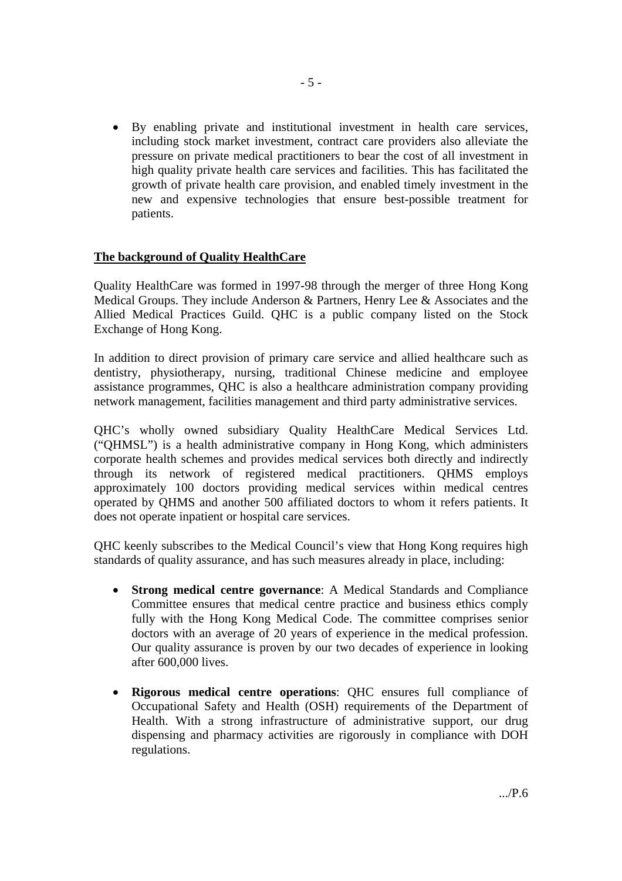- By enabling private and institutional investment in health care services, including stock market investment, contract care providers also alleviate the pressure on private medical practitioners to bear the cost of all investment in high quality private health care services and facilities. This has facilitated the growth of private health care provision, and enabled timely investment in the new and expensive technologies that ensure best-possible treatment for patients.

## The background of Quality HealthCare

Quality HealthCare was formed in 1997-98 through the merger of three Hong Kong Medical Groups. They include Anderson & Partners, Henry Lee & Associates and the Allied Medical Practices Guild. QHC is a public company listed on the Stock Exchange of Hong Kong.

In addition to direct provision of primary care service and allied healthcare such as dentistry, physiotherapy, nursing, traditional Chinese medicine and employee assistance programmes, QHC is also a healthcare administration company providing network management, facilities management and third party administrative services.

QHC's wholly owned subsidiary Quality HealthCare Medical Services Ltd. ("QHMSL") is a health administrative company in Hong Kong, which administers corporate health schemes and provides medical services both directly and indirectly through its network of registered medical practitioners. QHMS employs approximately 100 doctors providing medical services within medical centres operated by QHMS and another 500 affiliated doctors to whom it refers patients. It does not operate inpatient or hospital care services.

QHC keenly subscribes to the Medical Council's view that Hong Kong requires high standards of quality assurance, and has such measures already in place, including:

- **Strong medical centre governance**: A Medical Standards and Compliance Committee ensures that medical centre practice and business ethics comply fully with the Hong Kong Medical Code. The committee comprises senior doctors with an average of 20 years of experience in the medical profession. Our quality assurance is proven by our two decades of experience in looking after 600,000 lives.

- **Rigorous medical centre operations**: QHC ensures full compliance of Occupational Safety and Health (OSH) requirements of the Department of Health. With a strong infrastructure of administrative support, our drug dispensing and pharmacy activities are rigorously in compliance with DOH regulations.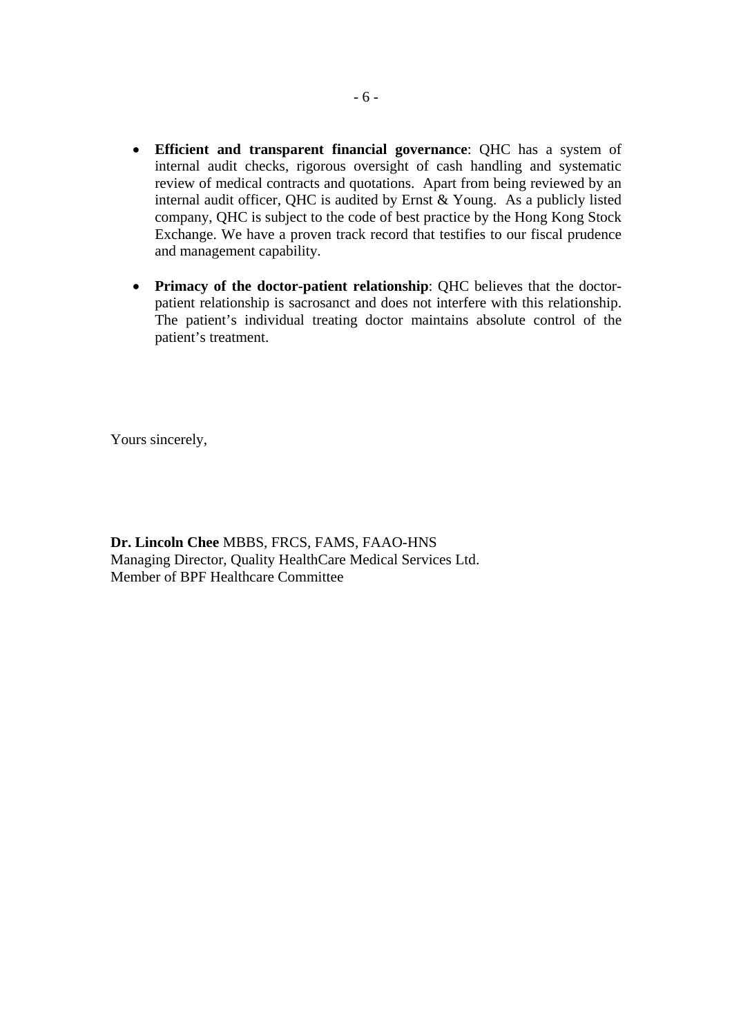- **Efficient and transparent financial governance**: QHC has a system of internal audit checks, rigorous oversight of cash handling and systematic review of medical contracts and quotations. Apart from being reviewed by an internal audit officer, QHC is audited by Ernst & Young. As a publicly listed company, QHC is subject to the code of best practice by the Hong Kong Stock Exchange. We have a proven track record that testifies to our fiscal prudence and management capability.

- **Primacy of the doctor-patient relationship**: QHC believes that the doctor-patient relationship is sacrosanct and does not interfere with this relationship. The patient's individual treating doctor maintains absolute control of the patient's treatment.

Yours sincerely,

**Dr. Lincoln Chee** MBBS, FRCS, FAMS, FAAO-HNS
Managing Director, Quality HealthCare Medical Services Ltd.
Member of BPF Healthcare Committee